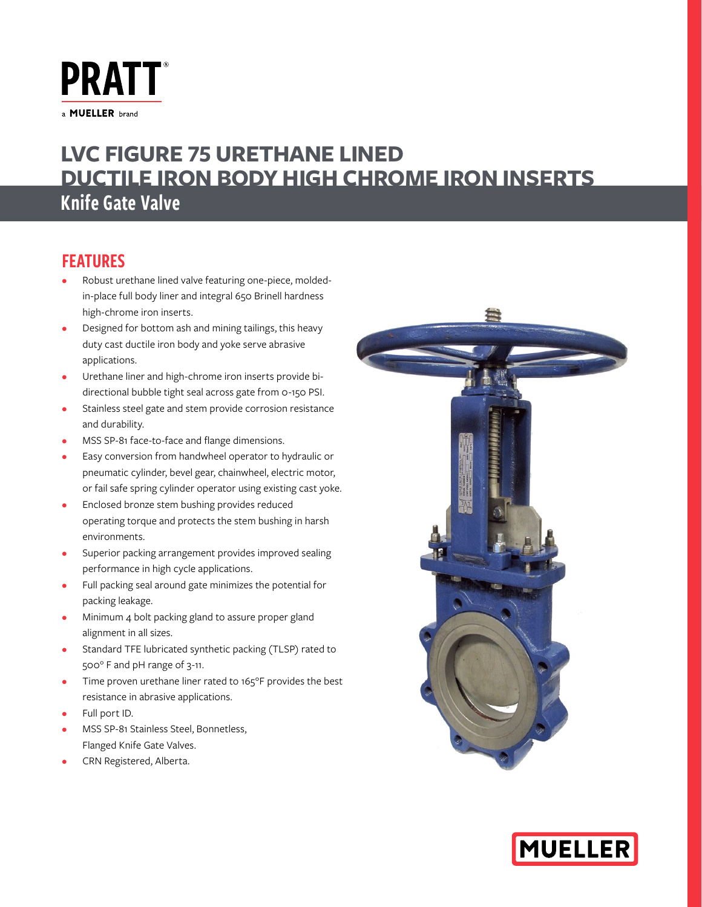# PRATT

a MUELLER brand

# LVC FIGURE 75 URETHANE LINED DUCTILE IRON BODY HIGH CHROME IRON INSERTS

## Knife Gate Valve

## FEATURES

- Robust urethane lined valve featuring one-piece, molded-in-place full body liner and integral 650 Brinell hardness high-chrome iron inserts.
- Designed for bottom ash and mining tailings, this heavy duty cast ductile iron body and yoke serve abrasive applications.
- Urethane liner and high-chrome iron inserts provide bi-directional bubble tight seal across gate from 0-150 PSI.
- Stainless steel gate and stem provide corrosion resistance and durability.
- MSS SP-81 face-to-face and flange dimensions.
- Easy conversion from handwheel operator to hydraulic or pneumatic cylinder, bevel gear, chainwheel, electric motor, or fail safe spring cylinder operator using existing cast yoke.
- Enclosed bronze stem bushing provides reduced operating torque and protects the stem bushing in harsh environments.
- Superior packing arrangement provides improved sealing performance in high cycle applications.
- Full packing seal around gate minimizes the potential for packing leakage.
- Minimum 4 bolt packing gland to assure proper gland alignment in all sizes.
- Standard TFE lubricated synthetic packing (TLSP) rated to 500° F and pH range of 3-11.
- Time proven urethane liner rated to 165°F provides the best resistance in abrasive applications.
- Full port ID.
- MSS SP-81 Stainless Steel, Bonnetless, Flanged Knife Gate Valves.
- CRN Registered, Alberta.

MUELLER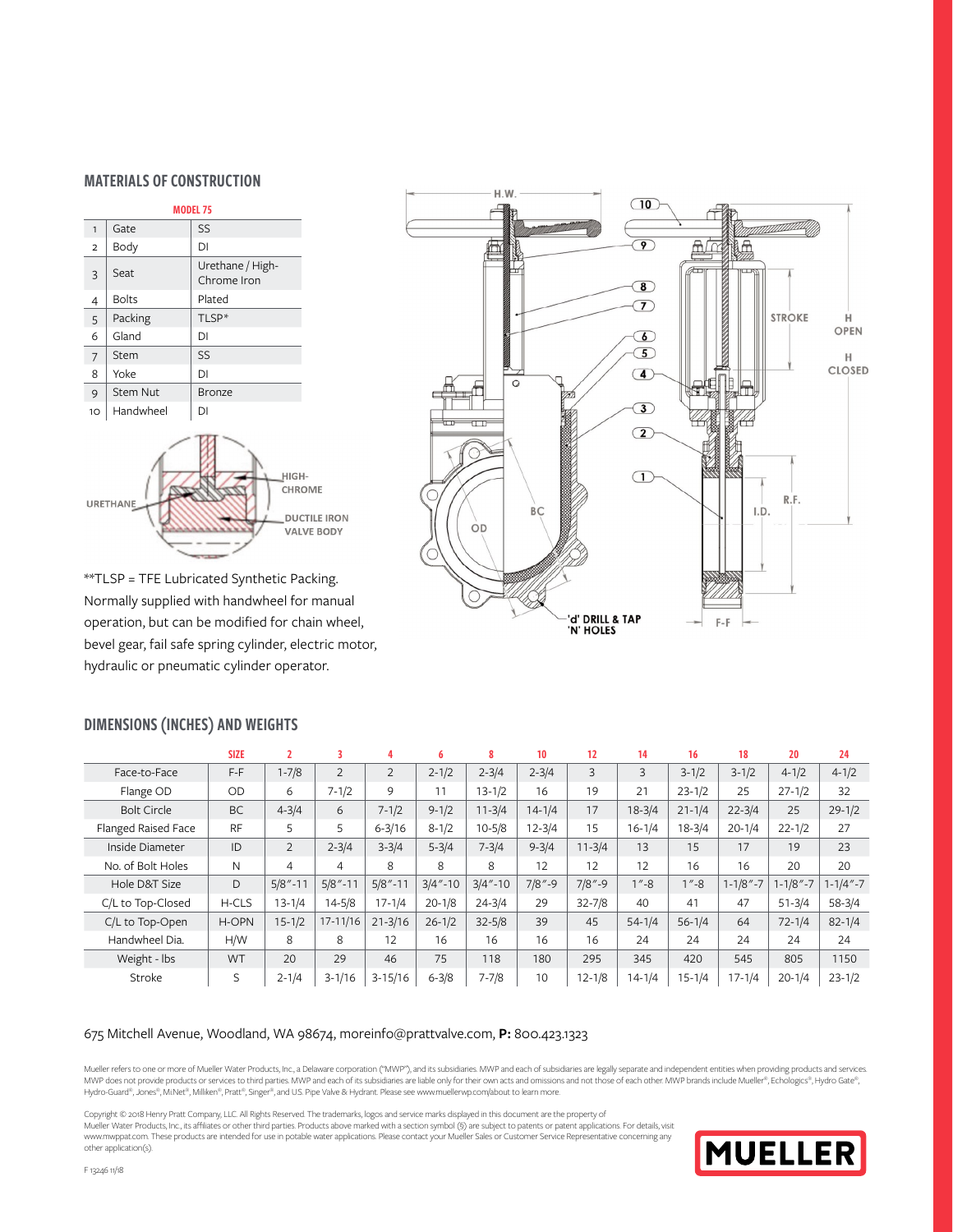## MATERIALS OF CONSTRUCTION

| | MODEL 75 | |
|---|---|---|
| 1 | Gate | SS |
| 2 | Body | DI |
| 3 | Seat | Urethane / High-Chrome Iron |
| 4 | Bolts | Plated |
| 5 | Packing | TLSP* |
| 6 | Gland | DI |
| 7 | Stem | SS |
| 8 | Yoke | DI |
| 9 | Stem Nut | Bronze |
| 10 | Handwheel | DI |

URETHANE

HIGH-CHROME

DUCTILE IRON VALVE BODY

**TLSP = TFE Lubricated Synthetic Packing. Normally supplied with handwheel for manual operation, but can be modified for chain wheel, bevel gear, fail safe spring cylinder, electric motor, hydraulic or pneumatic cylinder operator.

H.W.

10

9

8

7

6

5

4

3

2

1

STROKE

H OPEN

H CLOSED

BC

OD

I.D.

R.F.

'd' DRILL & TAP 'N' HOLES

F-F

## DIMENSIONS (INCHES) AND WEIGHTS

| | SIZE | 2 | 3 | 4 | 6 | 8 | 10 | 12 | 14 | 16 | 18 | 20 | 24 |
|---|---|---|---|---|---|---|---|---|---|---|---|---|---|
| Face-to-Face | F-F | 1-7/8 | 2 | 2 | 2-1/2 | 2-3/4 | 2-3/4 | 3 | 3 | 3-1/2 | 3-1/2 | 4-1/2 | 4-1/2 |
| Flange OD | OD | 6 | 7-1/2 | 9 | 11 | 13-1/2 | 16 | 19 | 21 | 23-1/2 | 25 | 27-1/2 | 32 |
| Bolt Circle | BC | 4-3/4 | 6 | 7-1/2 | 9-1/2 | 11-3/4 | 14-1/4 | 17 | 18-3/4 | 21-1/4 | 22-3/4 | 25 | 29-1/2 |
| Flanged Raised Face | RF | 5 | 5 | 6-3/16 | 8-1/2 | 10-5/8 | 12-3/4 | 15 | 16-1/4 | 18-3/4 | 20-1/4 | 22-1/2 | 27 |
| Inside Diameter | ID | 2 | 2-3/4 | 3-3/4 | 5-3/4 | 7-3/4 | 9-3/4 | 11-3/4 | 13 | 15 | 17 | 19 | 23 |
| No. of Bolt Holes | N | 4 | 4 | 8 | 8 | 8 | 12 | 12 | 12 | 16 | 16 | 20 | 20 |
| Hole D&T Size | D | 5/8″-11 | 5/8″-11 | 5/8″-11 | 3/4″-10 | 3/4″-10 | 7/8″-9 | 7/8″-9 | 1″-8 | 1″-8 | 1-1/8″-7 | 1-1/8″-7 | 1-1/4″-7 |
| C/L to Top-Closed | H-CLS | 13-1/4 | 14-5/8 | 17-1/4 | 20-1/8 | 24-3/4 | 29 | 32-7/8 | 40 | 41 | 47 | 51-3/4 | 58-3/4 |
| C/L to Top-Open | H-OPN | 15-1/2 | 17-11/16 | 21-3/16 | 26-1/2 | 32-5/8 | 39 | 45 | 54-1/4 | 56-1/4 | 64 | 72-1/4 | 82-1/4 |
| Handwheel Dia. | H/W | 8 | 8 | 12 | 16 | 16 | 16 | 16 | 24 | 24 | 24 | 24 | 24 |
| Weight - lbs | WT | 20 | 29 | 46 | 75 | 118 | 180 | 295 | 345 | 420 | 545 | 805 | 1150 |
| Stroke | S | 2-1/4 | 3-1/16 | 3-15/16 | 6-3/8 | 7-7/8 | 10 | 12-1/8 | 14-1/4 | 15-1/4 | 17-1/4 | 20-1/4 | 23-1/2 |

675 Mitchell Avenue, Woodland, WA 98674, moreinfo@prattvalve.com, **P:** 800.423.1323

Mueller refers to one or more of Mueller Water Products, Inc., a Delaware corporation ("MWP"), and its subsidiaries. MWP and each of subsidiaries are legally separate and independent entities when providing products and services. MWP does not provide products or services to third parties. MWP and each of its subsidiaries are liable only for their own acts and omissions and not those of each other. MWP brands include Mueller®, Echologics®, Hydro Gate®, Hydro-Guard®, Jones®, Mi.Net®, Milliken®, Pratt®, Singer®, and U.S. Pipe Valve & Hydrant. Please see www.muellerwp.com/about to learn more.

Copyright © 2018 Henry Pratt Company, LLC. All Rights Reserved. The trademarks, logos and service marks displayed in this document are the property of Mueller Water Products, Inc., its affiliates or other third parties. Products above marked with a section symbol (§) are subject to patents or patent applications. For details, visit www.mwppat.com. These products are intended for use in potable water applications. Please contact your Mueller Sales or Customer Service Representative concerning any other application(s).

F 13246 11/18

MUELLER